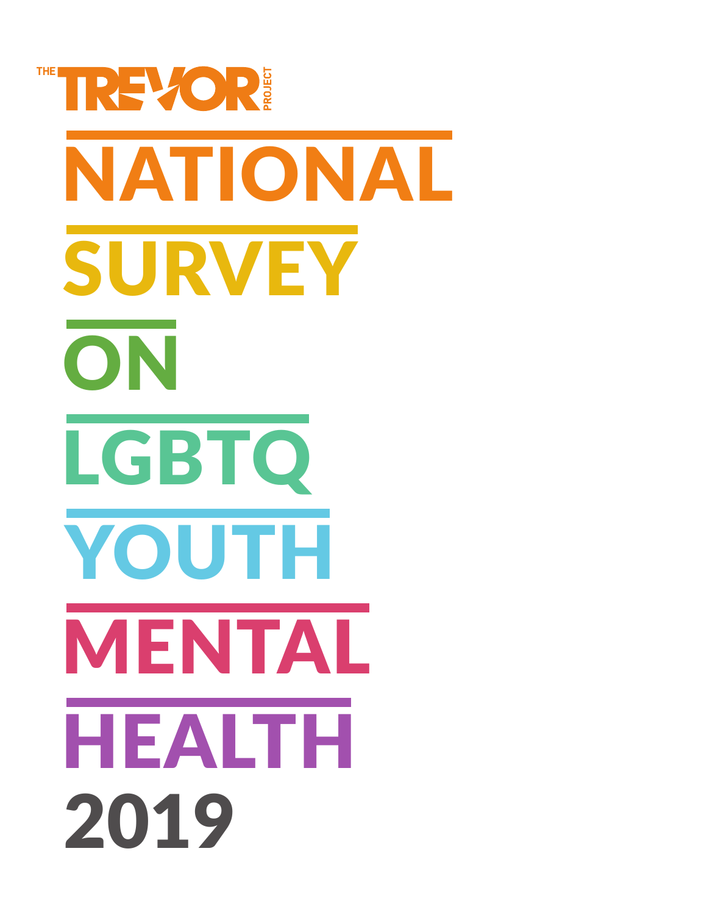THE TREVOR PROJECT

# NATIONAL SURVEY ON LGBTQ YOUTH MENTAL HEALTH 2019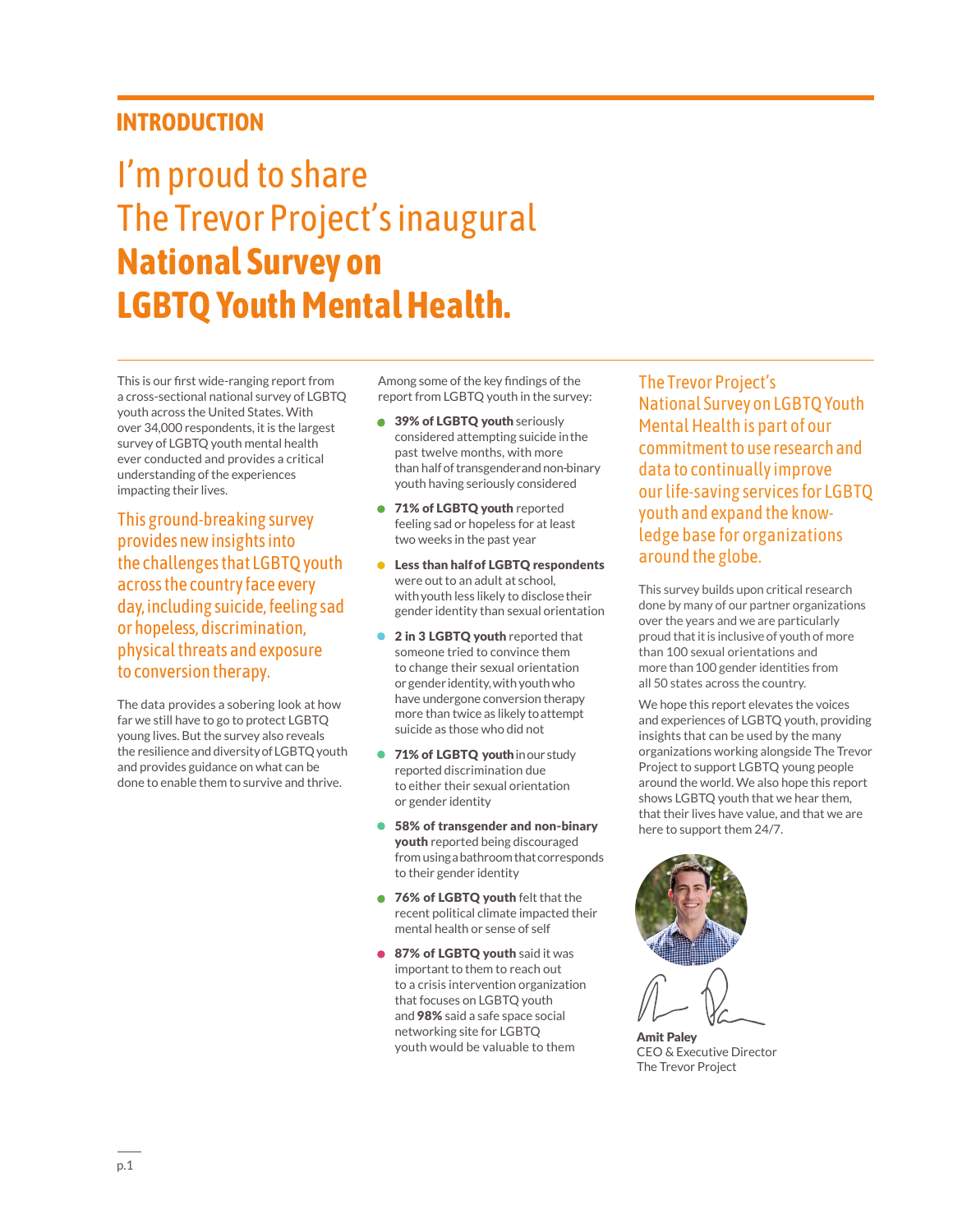## INTRODUCTION

# I'm proud to share The Trevor Project's inaugural **National Survey on LGBTQ Youth Mental Health.**

This is our first wide-ranging report from a cross-sectional national survey of LGBTQ youth across the United States. With over 34,000 respondents, it is the largest survey of LGBTQ youth mental health ever conducted and provides a critical understanding of the experiences impacting their lives.

This ground-breaking survey provides new insights into the challenges that LGBTQ youth across the country face every day, including suicide, feeling sad or hopeless, discrimination, physical threats and exposure to conversion therapy.

The data provides a sobering look at how far we still have to go to protect LGBTQ young lives. But the survey also reveals the resilience and diversity of LGBTQ youth and provides guidance on what can be done to enable them to survive and thrive.

Among some of the key findings of the report from LGBTQ youth in the survey:

- **39% of LGBTQ youth** seriously considered attempting suicide in the past twelve months, with more than half of transgender and non-binary youth having seriously considered
- **71% of LGBTQ youth** reported feeling sad or hopeless for at least two weeks in the past year
- **Less than half of LGBTQ respondents** were out to an adult at school, with youth less likely to disclose their gender identity than sexual orientation
- **2 in 3 LGBTQ youth** reported that someone tried to convince them to change their sexual orientation or gender identity, with youth who have undergone conversion therapy more than twice as likely to attempt suicide as those who did not
- **71% of LGBTQ youth** in our study reported discrimination due to either their sexual orientation or gender identity
- **58% of transgender and non-binary youth** reported being discouraged from using a bathroom that corresponds to their gender identity
- **76% of LGBTQ youth** felt that the recent political climate impacted their mental health or sense of self
- **87% of LGBTQ youth** said it was important to them to reach out to a crisis intervention organization that focuses on LGBTQ youth and **98%** said a safe space social networking site for LGBTQ youth would be valuable to them

The Trevor Project's National Survey on LGBTQ Youth Mental Health is part of our commitment to use research and data to continually improve our life-saving services for LGBTQ youth and expand the knowledge base for organizations around the globe.

This survey builds upon critical research done by many of our partner organizations over the years and we are particularly proud that it is inclusive of youth of more than 100 sexual orientations and more than 100 gender identities from all 50 states across the country.

We hope this report elevates the voices and experiences of LGBTQ youth, providing insights that can be used by the many organizations working alongside The Trevor Project to support LGBTQ young people around the world. We also hope this report shows LGBTQ youth that we hear them, that their lives have value, and that we are here to support them 24/7.

**Amit Paley**
CEO & Executive Director
The Trevor Project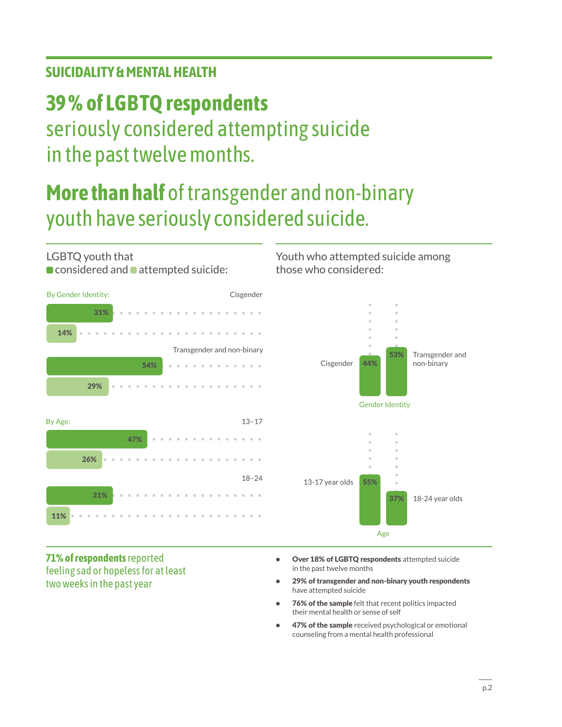## SUICIDALITY & MENTAL HEALTH

# **39 % of LGBTQ respondents** seriously considered attempting suicide in the past twelve months.

# **More than half** of transgender and non-binary youth have seriously considered suicide.

### LGBTQ youth that considered and attempted suicide:

**By Gender Identity:**

| Group | Considered | Attempted |
| --- | --- | --- |
| Cisgender | 31% | 14% |
| Transgender and non-binary | 54% | 29% |

**By Age:**

| Group | Considered | Attempted |
| --- | --- | --- |
| 13–17 | 47% | 26% |
| 18–24 | 31% | 11% |

### Youth who attempted suicide among those who considered:

**Gender Identity**

| Cisgender | Transgender and non-binary |
| --- | --- |
| 44% | 53% |

**Age**

| 13-17 year olds | 18-24 year olds |
| --- | --- |
| 55% | 37% |

**71% of respondents** reported feeling sad or hopeless for at least two weeks in the past year

- **Over 18% of LGBTQ respondents** attempted suicide in the past twelve months
- **29% of transgender and non-binary youth respondents** have attempted suicide
- **76% of the sample** felt that recent politics impacted their mental health or sense of self
- **47% of the sample** received psychological or emotional counseling from a mental health professional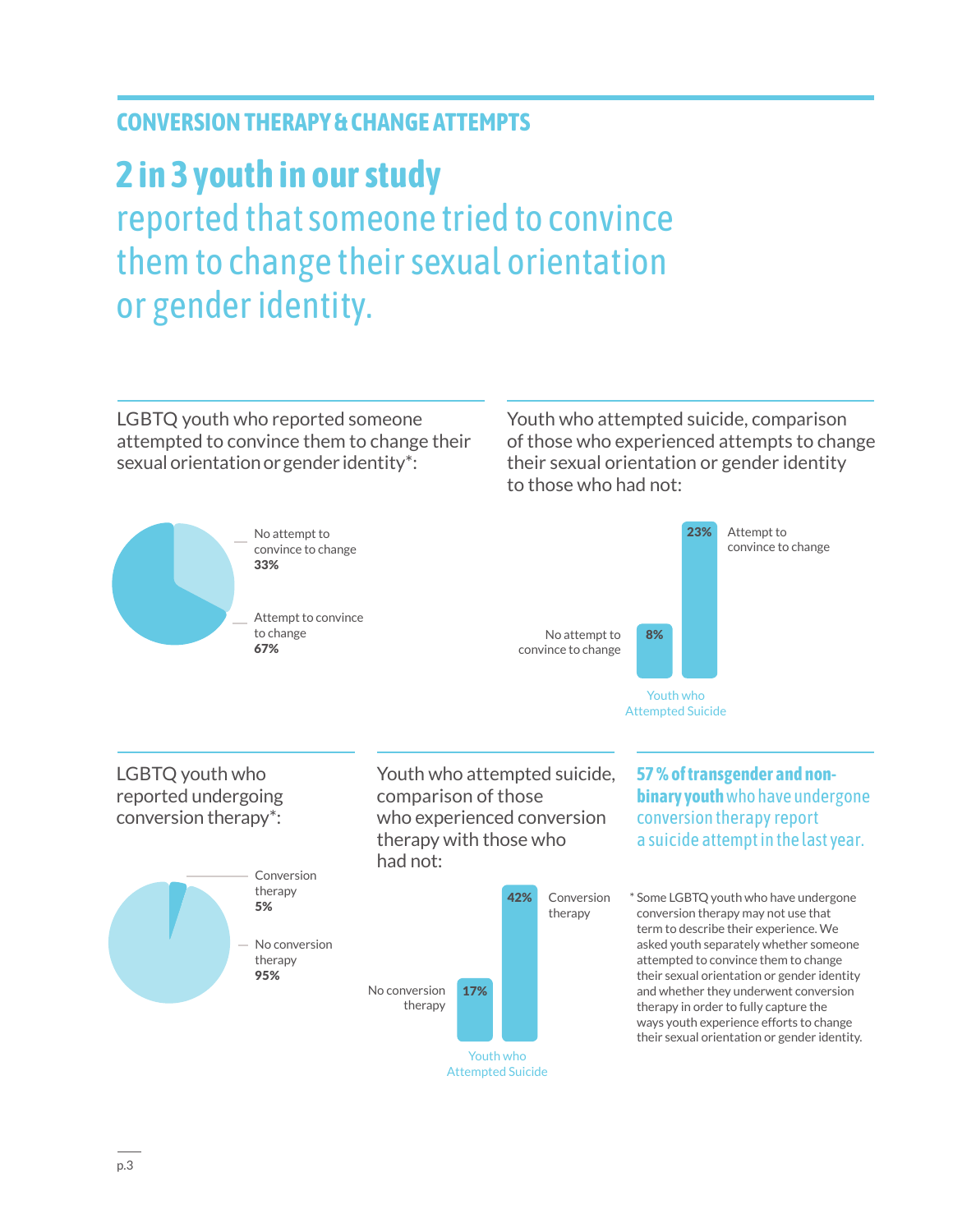## CONVERSION THERAPY & CHANGE ATTEMPTS

# 2 in 3 youth in our study

reported that someone tried to convince them to change their sexual orientation or gender identity.

LGBTQ youth who reported someone attempted to convince them to change their sexual orientation or gender identity*:

- No attempt to convince to change **33%**
- Attempt to convince to change **67%**

Youth who attempted suicide, comparison of those who experienced attempts to change their sexual orientation or gender identity to those who had not:

- No attempt to convince to change **8%**
- Attempt to convince to change **23%**

Youth who Attempted Suicide

LGBTQ youth who reported undergoing conversion therapy*:

- Conversion therapy **5%**
- No conversion therapy **95%**

Youth who attempted suicide, comparison of those who experienced conversion therapy with those who had not:

- No conversion therapy **17%**
- Conversion therapy **42%**

Youth who Attempted Suicide

**57 % of transgender and non-binary youth** who have undergone conversion therapy report a suicide attempt in the last year.

* Some LGBTQ youth who have undergone conversion therapy may not use that term to describe their experience. We asked youth separately whether someone attempted to convince them to change their sexual orientation or gender identity and whether they underwent conversion therapy in order to fully capture the ways youth experience efforts to change their sexual orientation or gender identity.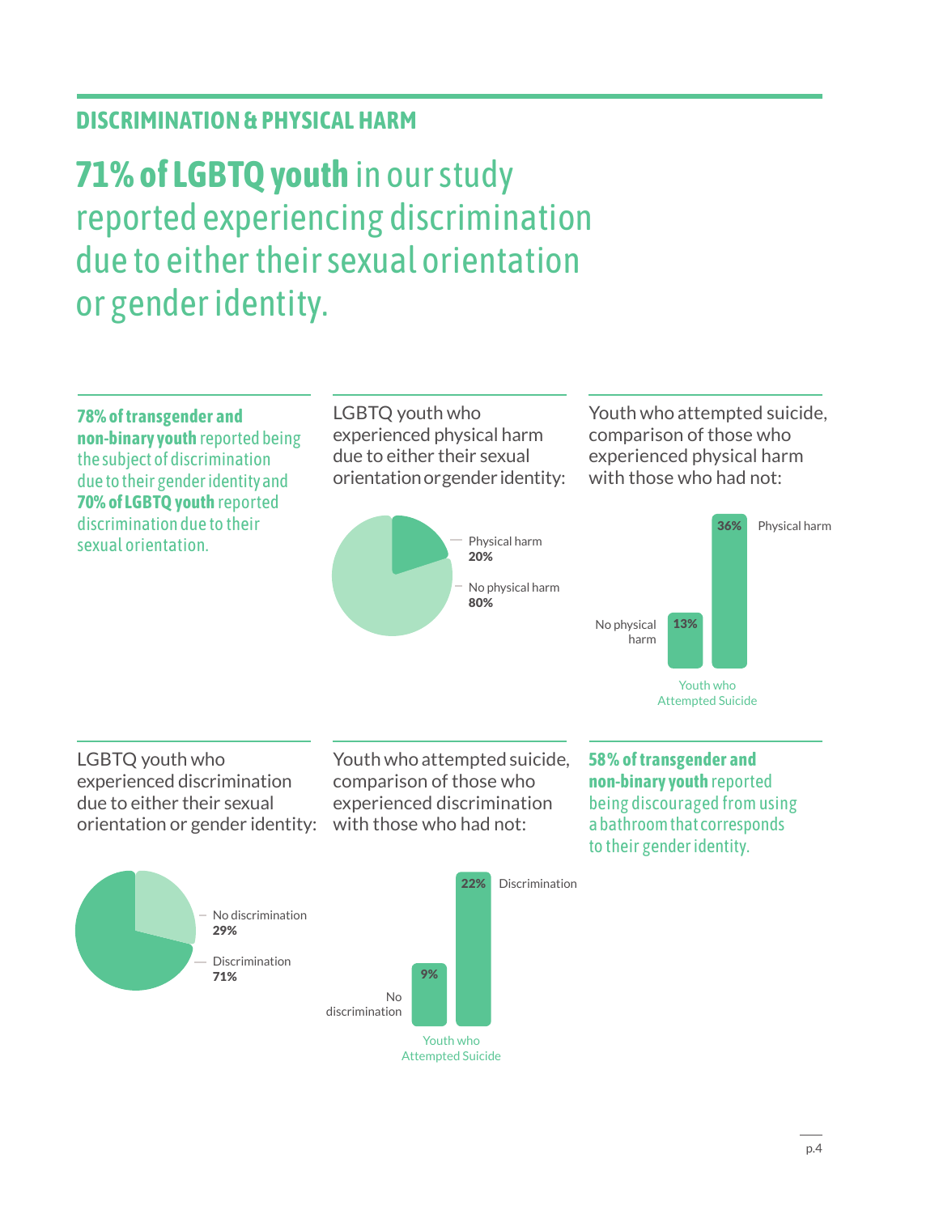## DISCRIMINATION & PHYSICAL HARM

# **71% of LGBTQ youth** in our study reported experiencing discrimination due to either their sexual orientation or gender identity.

**78% of transgender and non-binary youth** reported being the subject of discrimination due to their gender identity and **70% of LGBTQ youth** reported discrimination due to their sexual orientation.

LGBTQ youth who experienced physical harm due to either their sexual orientation or gender identity:

- Physical harm **20%**
- No physical harm **80%**

Youth who attempted suicide, comparison of those who experienced physical harm with those who had not:

| Youth who Attempted Suicide | |
|---|---|
| No physical harm | 13% |
| Physical harm | 36% |

LGBTQ youth who experienced discrimination due to either their sexual orientation or gender identity:

- No discrimination **29%**
- Discrimination **71%**

Youth who attempted suicide, comparison of those who experienced discrimination with those who had not:

| Youth who Attempted Suicide | |
|---|---|
| No discrimination | 9% |
| Discrimination | 22% |

**58% of transgender and non-binary youth** reported being discouraged from using a bathroom that corresponds to their gender identity.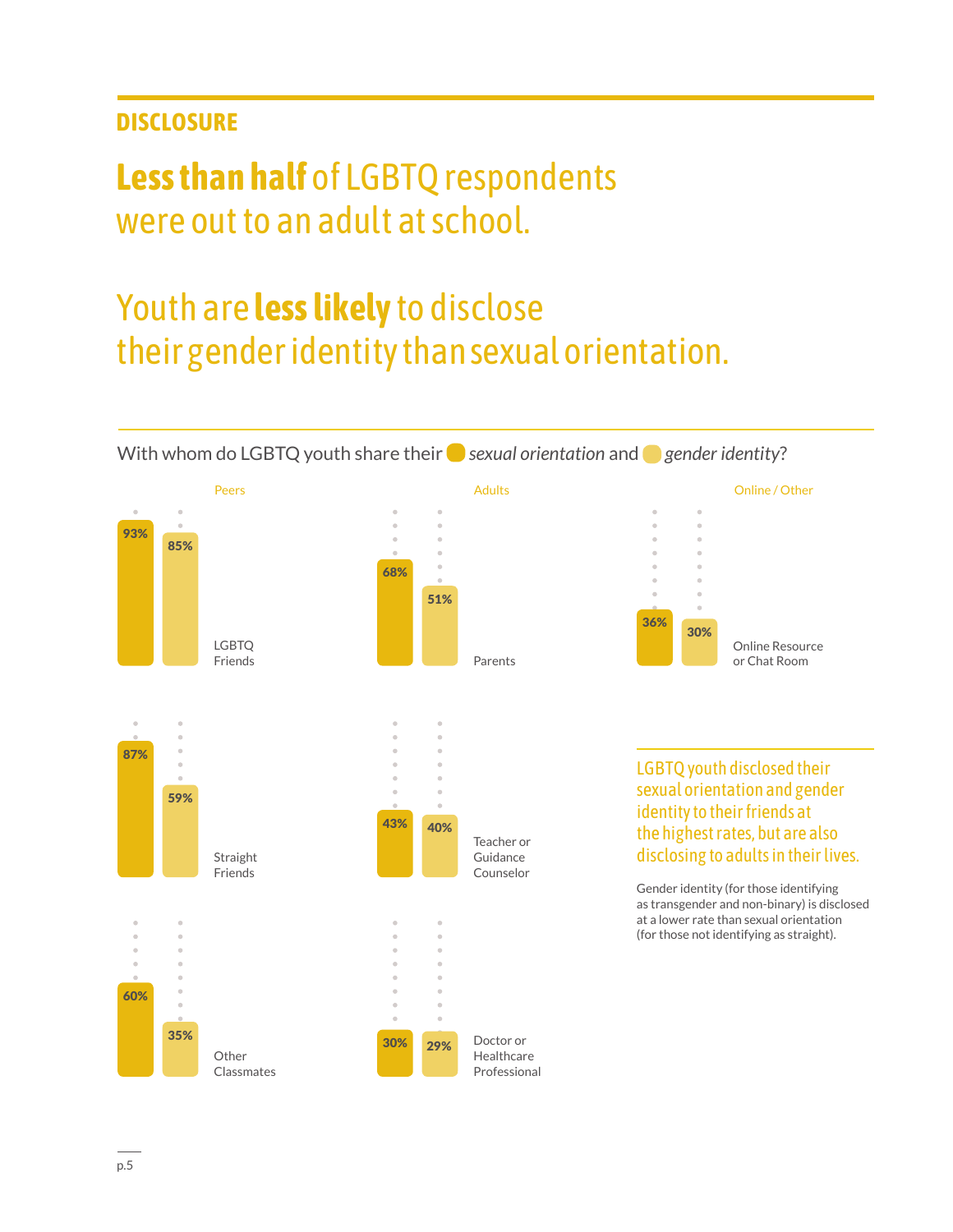## DISCLOSURE

# **Less than half** of LGBTQ respondents were out to an adult at school.

# Youth are **less likely** to disclose their gender identity than sexual orientation.

With whom do LGBTQ youth share their *sexual orientation* and *gender identity*?

| Category | Recipient | Sexual orientation | Gender identity |
|---|---|---|---|
| Peers | LGBTQ Friends | 93% | 85% |
| Peers | Straight Friends | 87% | 59% |
| Peers | Other Classmates | 60% | 35% |
| Adults | Parents | 68% | 51% |
| Adults | Teacher or Guidance Counselor | 43% | 40% |
| Adults | Doctor or Healthcare Professional | 30% | 29% |
| Online / Other | Online Resource or Chat Room | 36% | 30% |

LGBTQ youth disclosed their sexual orientation and gender identity to their friends at the highest rates, but are also disclosing to adults in their lives.

Gender identity (for those identifying as transgender and non-binary) is disclosed at a lower rate than sexual orientation (for those not identifying as straight).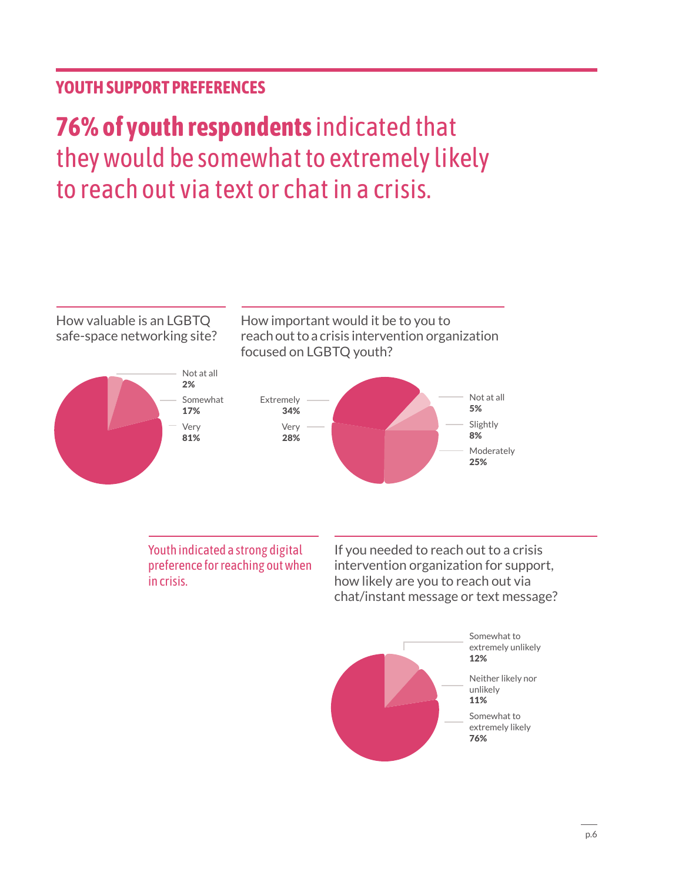## YOUTH SUPPORT PREFERENCES

# **76% of youth respondents** indicated that they would be somewhat to extremely likely to reach out via text or chat in a crisis.

How valuable is an LGBTQ safe-space networking site?

- Not at all **2%**
- Somewhat **17%**
- Very **81%**

How important would it be to you to reach out to a crisis intervention organization focused on LGBTQ youth?

- Extremely **34%**
- Very **28%**
- Not at all **5%**
- Slightly **8%**
- Moderately **25%**

Youth indicated a strong digital preference for reaching out when in crisis.

If you needed to reach out to a crisis intervention organization for support, how likely are you to reach out via chat/instant message or text message?

- Somewhat to extremely unlikely **12%**
- Neither likely nor unlikely **11%**
- Somewhat to extremely likely **76%**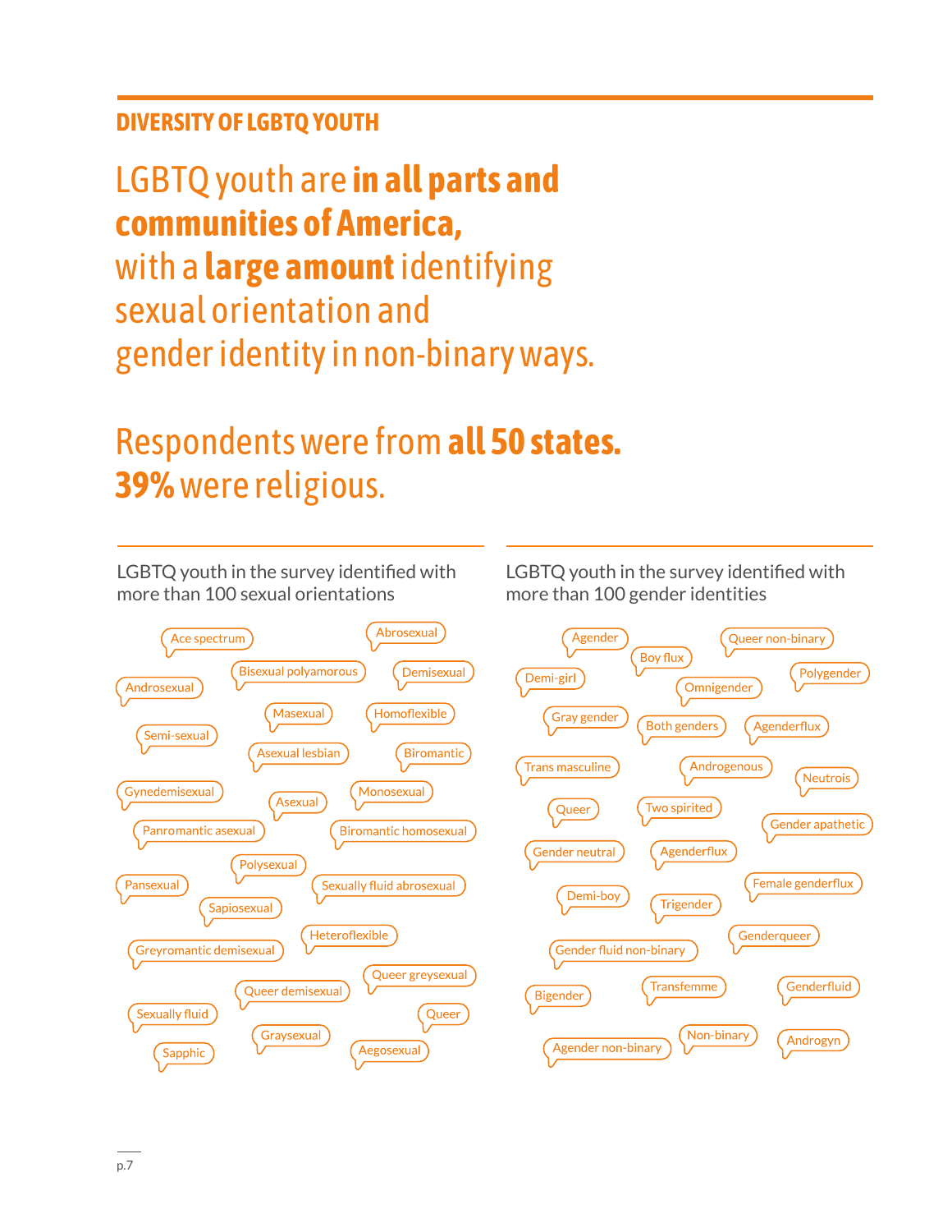## DIVERSITY OF LGBTQ YOUTH

# LGBTQ youth are **in all parts and communities of America,** with a **large amount** identifying sexual orientation and gender identity in non-binary ways.

# Respondents were from **all 50 states.** **39%** were religious.

LGBTQ youth in the survey identified with more than 100 sexual orientations

Ace spectrum, Abrosexual, Androsexual, Bisexual polyamorous, Demisexual, Masexual, Homoflexible, Semi-sexual, Asexual lesbian, Biromantic, Gynedemisexual, Asexual, Monosexual, Panromantic asexual, Biromantic homosexual, Polysexual, Pansexual, Sexually fluid abrosexual, Sapiosexual, Heteroflexible, Greyromantic demisexual, Queer greysexual, Queer demisexual, Sexually fluid, Queer, Graysexual, Sapphic, Aegosexual

LGBTQ youth in the survey identified with more than 100 gender identities

Agender, Queer non-binary, Boy flux, Demi-girl, Polygender, Omnigender, Gray gender, Both genders, Agenderflux, Trans masculine, Androgenous, Neutrois, Queer, Two spirited, Gender apathetic, Gender neutral, Agenderflux, Female genderflux, Demi-boy, Trigender, Genderqueer, Gender fluid non-binary, Bigender, Transfemme, Genderfluid, Agender non-binary, Non-binary, Androgyn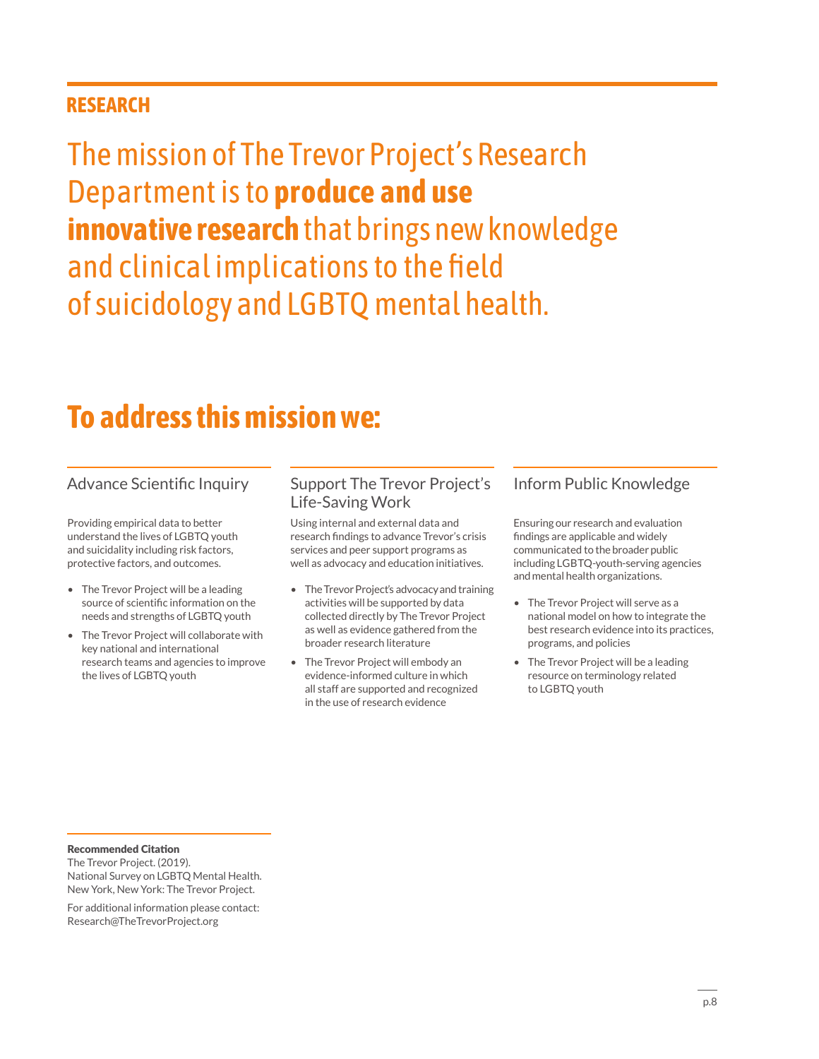## RESEARCH

The mission of The Trevor Project's Research Department is to **produce and use innovative research** that brings new knowledge and clinical implications to the field of suicidology and LGBTQ mental health.

# To address this mission we:

### Advance Scientific Inquiry

Providing empirical data to better understand the lives of LGBTQ youth and suicidality including risk factors, protective factors, and outcomes.

- The Trevor Project will be a leading source of scientific information on the needs and strengths of LGBTQ youth
- The Trevor Project will collaborate with key national and international research teams and agencies to improve the lives of LGBTQ youth

### Support The Trevor Project's Life-Saving Work

Using internal and external data and research findings to advance Trevor's crisis services and peer support programs as well as advocacy and education initiatives.

- The Trevor Project's advocacy and training activities will be supported by data collected directly by The Trevor Project as well as evidence gathered from the broader research literature
- The Trevor Project will embody an evidence-informed culture in which all staff are supported and recognized in the use of research evidence

### Inform Public Knowledge

Ensuring our research and evaluation findings are applicable and widely communicated to the broader public including LGBTQ-youth-serving agencies and mental health organizations.

- The Trevor Project will serve as a national model on how to integrate the best research evidence into its practices, programs, and policies
- The Trevor Project will be a leading resource on terminology related to LGBTQ youth

**Recommended Citation**
The Trevor Project. (2019).
National Survey on LGBTQ Mental Health.
New York, New York: The Trevor Project.

For additional information please contact:
Research@TheTrevorProject.org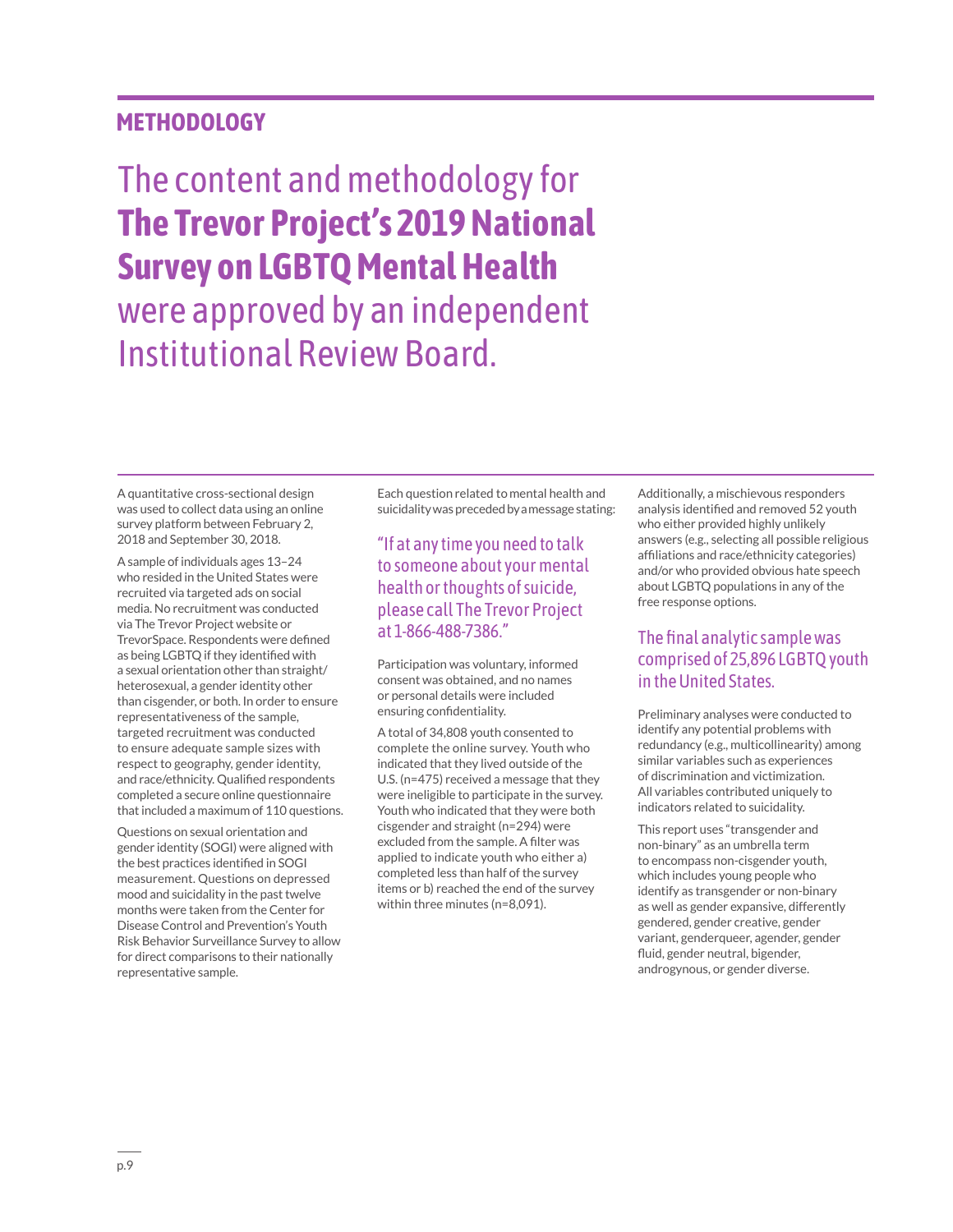## METHODOLOGY

# The content and methodology for **The Trevor Project's 2019 National Survey on LGBTQ Mental Health** were approved by an independent Institutional Review Board.

A quantitative cross-sectional design was used to collect data using an online survey platform between February 2, 2018 and September 30, 2018.

A sample of individuals ages 13–24 who resided in the United States were recruited via targeted ads on social media. No recruitment was conducted via The Trevor Project website or TrevorSpace. Respondents were defined as being LGBTQ if they identified with a sexual orientation other than straight/heterosexual, a gender identity other than cisgender, or both. In order to ensure representativeness of the sample, targeted recruitment was conducted to ensure adequate sample sizes with respect to geography, gender identity, and race/ethnicity. Qualified respondents completed a secure online questionnaire that included a maximum of 110 questions.

Questions on sexual orientation and gender identity (SOGI) were aligned with the best practices identified in SOGI measurement. Questions on depressed mood and suicidality in the past twelve months were taken from the Center for Disease Control and Prevention's Youth Risk Behavior Surveillance Survey to allow for direct comparisons to their nationally representative sample.

Each question related to mental health and suicidality was preceded by a message stating:

> "If at any time you need to talk to someone about your mental health or thoughts of suicide, please call The Trevor Project at 1-866-488-7386."

Participation was voluntary, informed consent was obtained, and no names or personal details were included ensuring confidentiality.

A total of 34,808 youth consented to complete the online survey. Youth who indicated that they lived outside of the U.S. (n=475) received a message that they were ineligible to participate in the survey. Youth who indicated that they were both cisgender and straight (n=294) were excluded from the sample. A filter was applied to indicate youth who either a) completed less than half of the survey items or b) reached the end of the survey within three minutes (n=8,091).

Additionally, a mischievous responders analysis identified and removed 52 youth who either provided highly unlikely answers (e.g., selecting all possible religious affiliations and race/ethnicity categories) and/or who provided obvious hate speech about LGBTQ populations in any of the free response options.

### The final analytic sample was comprised of 25,896 LGBTQ youth in the United States.

Preliminary analyses were conducted to identify any potential problems with redundancy (e.g., multicollinearity) among similar variables such as experiences of discrimination and victimization. All variables contributed uniquely to indicators related to suicidality.

This report uses "transgender and non-binary" as an umbrella term to encompass non-cisgender youth, which includes young people who identify as transgender or non-binary as well as gender expansive, differently gendered, gender creative, gender variant, genderqueer, agender, gender fluid, gender neutral, bigender, androgynous, or gender diverse.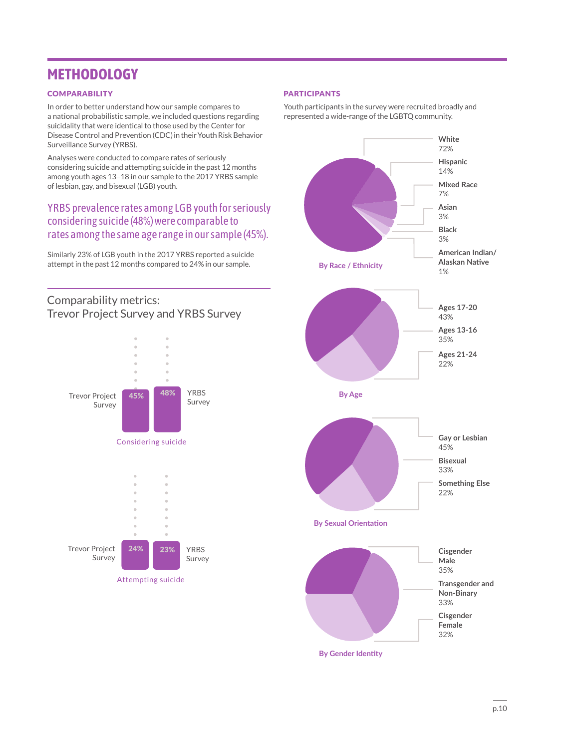# METHODOLOGY

## COMPARABILITY

In order to better understand how our sample compares to a national probabilistic sample, we included questions regarding suicidality that were identical to those used by the Center for Disease Control and Prevention (CDC) in their Youth Risk Behavior Surveillance Survey (YRBS).

Analyses were conducted to compare rates of seriously considering suicide and attempting suicide in the past 12 months among youth ages 13–18 in our sample to the 2017 YRBS sample of lesbian, gay, and bisexual (LGB) youth.

**YRBS prevalence rates among LGB youth for seriously considering suicide (48%) were comparable to rates among the same age range in our sample (45%).**

Similarly 23% of LGB youth in the 2017 YRBS reported a suicide attempt in the past 12 months compared to 24% in our sample.

### Comparability metrics: Trevor Project Survey and YRBS Survey

**Considering suicide**

| Survey | Percent |
|---|---|
| Trevor Project Survey | 45% |
| YRBS Survey | 48% |

**Attempting suicide**

| Survey | Percent |
|---|---|
| Trevor Project Survey | 24% |
| YRBS Survey | 23% |

## PARTICIPANTS

Youth participants in the survey were recruited broadly and represented a wide-range of the LGBTQ community.

**By Race / Ethnicity**

| Race / Ethnicity | Percent |
|---|---|
| White | 72% |
| Hispanic | 14% |
| Mixed Race | 7% |
| Asian | 3% |
| Black | 3% |
| American Indian/ Alaskan Native | 1% |

**By Age**

| Age | Percent |
|---|---|
| Ages 17-20 | 43% |
| Ages 13-16 | 35% |
| Ages 21-24 | 22% |

**By Sexual Orientation**

| Sexual Orientation | Percent |
|---|---|
| Gay or Lesbian | 45% |
| Bisexual | 33% |
| Something Else | 22% |

**By Gender Identity**

| Gender Identity | Percent |
|---|---|
| Cisgender Male | 35% |
| Transgender and Non-Binary | 33% |
| Cisgender Female | 32% |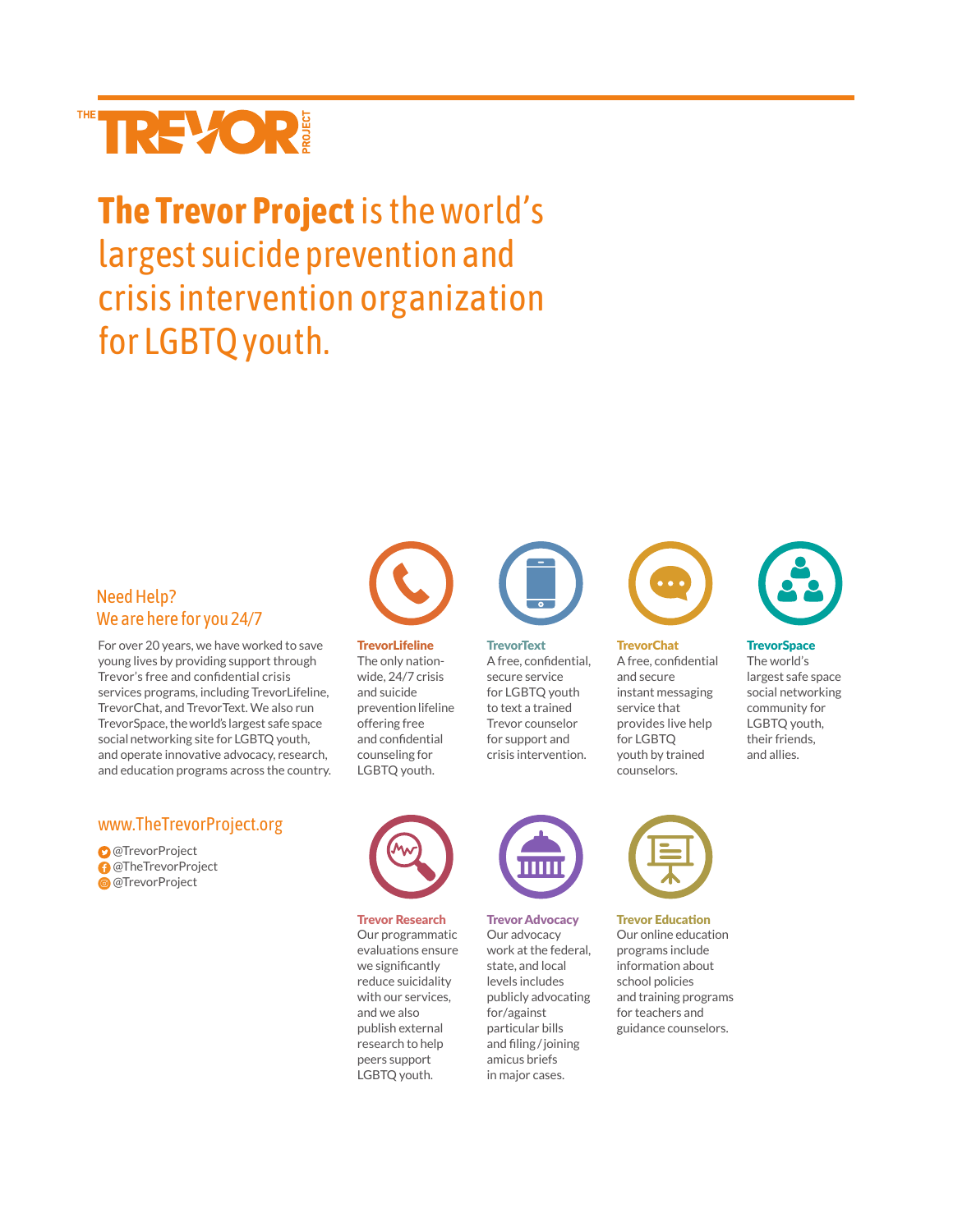THE TREVOR PROJECT

# **The Trevor Project** is the world's largest suicide prevention and crisis intervention organization for LGBTQ youth.

## Need Help? We are here for you 24/7

For over 20 years, we have worked to save young lives by providing support through Trevor's free and confidential crisis services programs, including TrevorLifeline, TrevorChat, and TrevorText. We also run TrevorSpace, the world's largest safe space social networking site for LGBTQ youth, and operate innovative advocacy, research, and education programs across the country.

www.TheTrevorProject.org

@TrevorProject
@TheTrevorProject
@TrevorProject

**TrevorLifeline**
The only nation-wide, 24/7 crisis and suicide prevention lifeline offering free and confidential counseling for LGBTQ youth.

**TrevorText**
A free, confidential, secure service for LGBTQ youth to text a trained Trevor counselor for support and crisis intervention.

**TrevorChat**
A free, confidential and secure instant messaging service that provides live help for LGBTQ youth by trained counselors.

**TrevorSpace**
The world's largest safe space social networking community for LGBTQ youth, their friends, and allies.

**Trevor Research**
Our programmatic evaluations ensure we significantly reduce suicidality with our services, and we also publish external research to help peers support LGBTQ youth.

**Trevor Advocacy**
Our advocacy work at the federal, state, and local levels includes publicly advocating for/against particular bills and filing / joining amicus briefs in major cases.

**Trevor Education**
Our online education programs include information about school policies and training programs for teachers and guidance counselors.